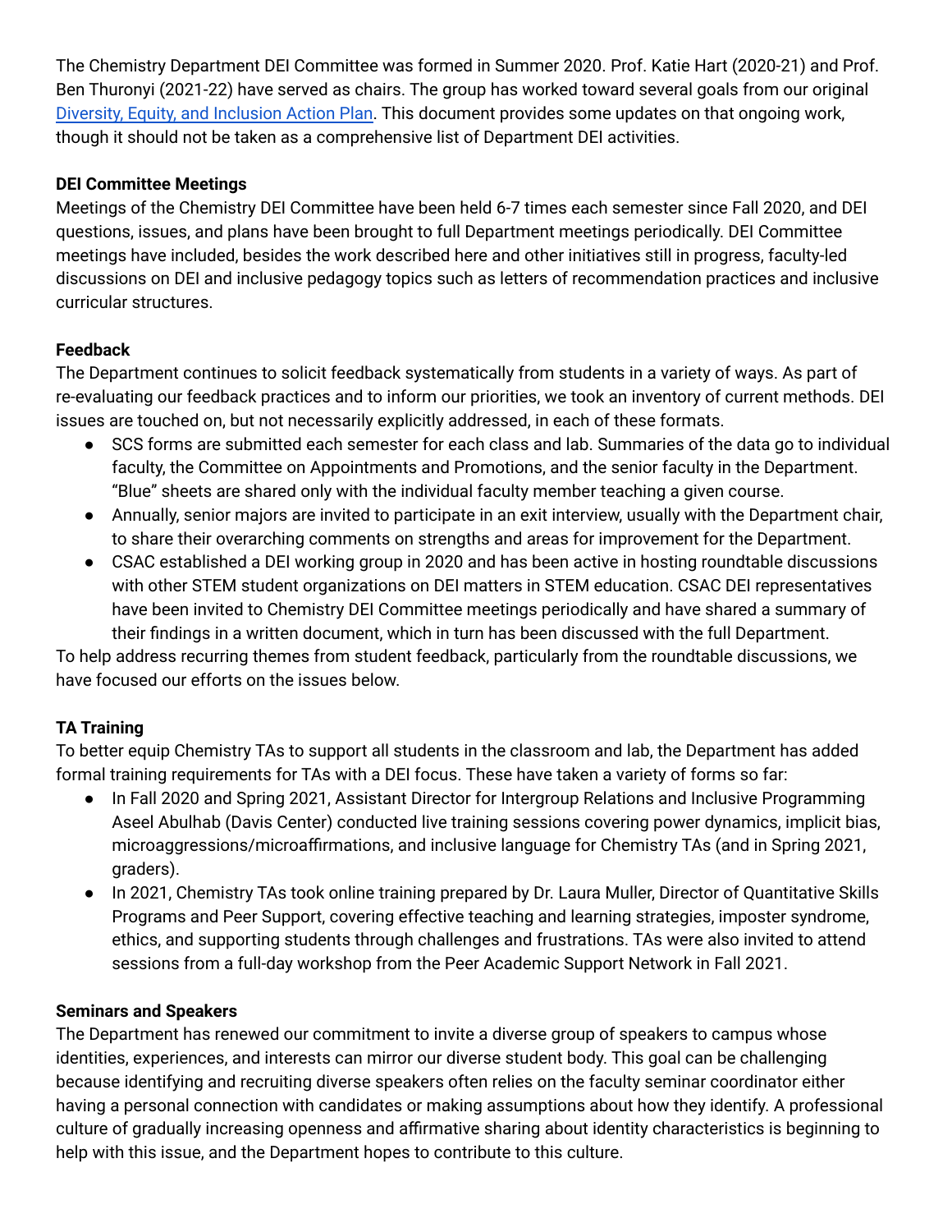The Chemistry Department DEI Committee was formed in Summer 2020. Prof. Katie Hart (2020-21) and Prof. Ben Thuronyi (2021-22) have served as chairs. The group has worked toward several goals from our original [Diversity, Equity, and Inclusion Action Plan](). This document provides some updates on that ongoing work, though it should not be taken as a comprehensive list of Department DEI activities.

**DEI Committee Meetings**

Meetings of the Chemistry DEI Committee have been held 6-7 times each semester since Fall 2020, and DEI questions, issues, and plans have been brought to full Department meetings periodically. DEI Committee meetings have included, besides the work described here and other initiatives still in progress, faculty-led discussions on DEI and inclusive pedagogy topics such as letters of recommendation practices and inclusive curricular structures.

**Feedback**

The Department continues to solicit feedback systematically from students in a variety of ways. As part of re-evaluating our feedback practices and to inform our priorities, we took an inventory of current methods. DEI issues are touched on, but not necessarily explicitly addressed, in each of these formats.

- SCS forms are submitted each semester for each class and lab. Summaries of the data go to individual faculty, the Committee on Appointments and Promotions, and the senior faculty in the Department. "Blue" sheets are shared only with the individual faculty member teaching a given course.
- Annually, senior majors are invited to participate in an exit interview, usually with the Department chair, to share their overarching comments on strengths and areas for improvement for the Department.
- CSAC established a DEI working group in 2020 and has been active in hosting roundtable discussions with other STEM student organizations on DEI matters in STEM education. CSAC DEI representatives have been invited to Chemistry DEI Committee meetings periodically and have shared a summary of their findings in a written document, which in turn has been discussed with the full Department.

To help address recurring themes from student feedback, particularly from the roundtable discussions, we have focused our efforts on the issues below.

**TA Training**

To better equip Chemistry TAs to support all students in the classroom and lab, the Department has added formal training requirements for TAs with a DEI focus. These have taken a variety of forms so far:

- In Fall 2020 and Spring 2021, Assistant Director for Intergroup Relations and Inclusive Programming Aseel Abulhab (Davis Center) conducted live training sessions covering power dynamics, implicit bias, microaggressions/microaffirmations, and inclusive language for Chemistry TAs (and in Spring 2021, graders).
- In 2021, Chemistry TAs took online training prepared by Dr. Laura Muller, Director of Quantitative Skills Programs and Peer Support, covering effective teaching and learning strategies, imposter syndrome, ethics, and supporting students through challenges and frustrations. TAs were also invited to attend sessions from a full-day workshop from the Peer Academic Support Network in Fall 2021.

**Seminars and Speakers**

The Department has renewed our commitment to invite a diverse group of speakers to campus whose identities, experiences, and interests can mirror our diverse student body. This goal can be challenging because identifying and recruiting diverse speakers often relies on the faculty seminar coordinator either having a personal connection with candidates or making assumptions about how they identify. A professional culture of gradually increasing openness and affirmative sharing about identity characteristics is beginning to help with this issue, and the Department hopes to contribute to this culture.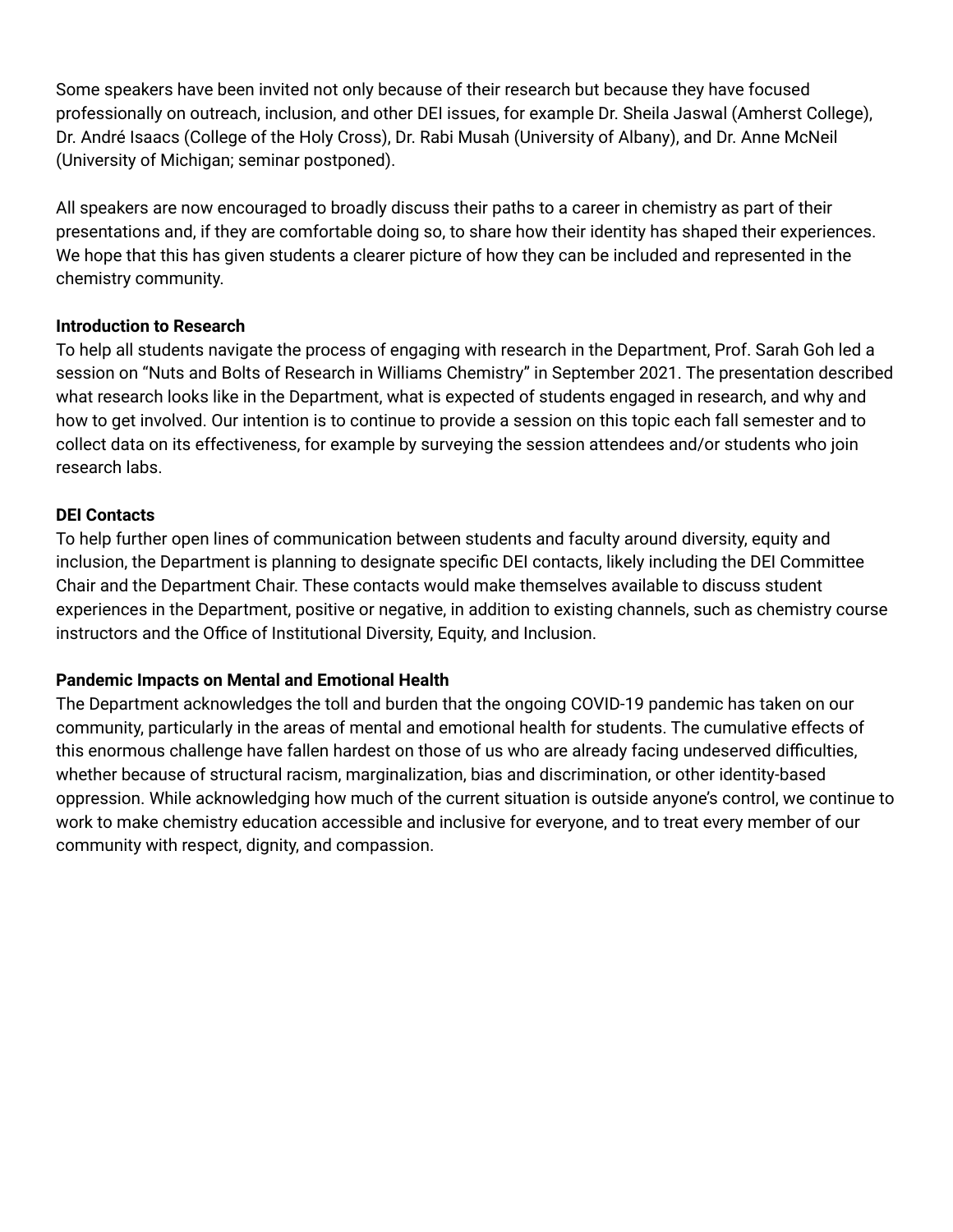Some speakers have been invited not only because of their research but because they have focused professionally on outreach, inclusion, and other DEI issues, for example Dr. Sheila Jaswal (Amherst College), Dr. André Isaacs (College of the Holy Cross), Dr. Rabi Musah (University of Albany), and Dr. Anne McNeil (University of Michigan; seminar postponed).

All speakers are now encouraged to broadly discuss their paths to a career in chemistry as part of their presentations and, if they are comfortable doing so, to share how their identity has shaped their experiences. We hope that this has given students a clearer picture of how they can be included and represented in the chemistry community.

**Introduction to Research**

To help all students navigate the process of engaging with research in the Department, Prof. Sarah Goh led a session on "Nuts and Bolts of Research in Williams Chemistry" in September 2021. The presentation described what research looks like in the Department, what is expected of students engaged in research, and why and how to get involved. Our intention is to continue to provide a session on this topic each fall semester and to collect data on its effectiveness, for example by surveying the session attendees and/or students who join research labs.

**DEI Contacts**

To help further open lines of communication between students and faculty around diversity, equity and inclusion, the Department is planning to designate specific DEI contacts, likely including the DEI Committee Chair and the Department Chair. These contacts would make themselves available to discuss student experiences in the Department, positive or negative, in addition to existing channels, such as chemistry course instructors and the Office of Institutional Diversity, Equity, and Inclusion.

**Pandemic Impacts on Mental and Emotional Health**

The Department acknowledges the toll and burden that the ongoing COVID-19 pandemic has taken on our community, particularly in the areas of mental and emotional health for students. The cumulative effects of this enormous challenge have fallen hardest on those of us who are already facing undeserved difficulties, whether because of structural racism, marginalization, bias and discrimination, or other identity-based oppression. While acknowledging how much of the current situation is outside anyone's control, we continue to work to make chemistry education accessible and inclusive for everyone, and to treat every member of our community with respect, dignity, and compassion.